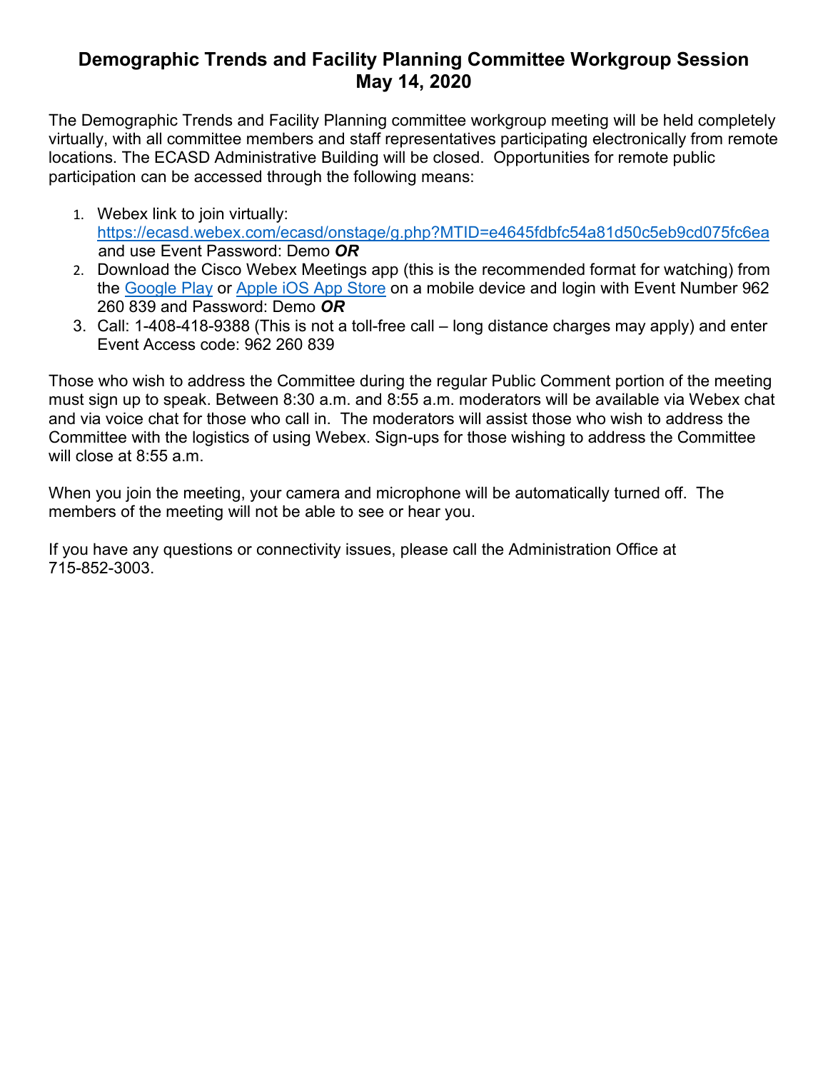# Demographic Trends and Facility Planning Committee Workgroup Session
# May 14, 2020

The Demographic Trends and Facility Planning committee workgroup meeting will be held completely virtually, with all committee members and staff representatives participating electronically from remote locations. The ECASD Administrative Building will be closed. Opportunities for remote public participation can be accessed through the following means:

1. Webex link to join virtually: https://ecasd.webex.com/ecasd/onstage/g.php?MTID=e4645fdbfc54a81d50c5eb9cd075fc6ea and use Event Password: Demo ***OR***
2. Download the Cisco Webex Meetings app (this is the recommended format for watching) from the Google Play or Apple iOS App Store on a mobile device and login with Event Number 962 260 839 and Password: Demo ***OR***
3. Call: 1-408-418-9388 (This is not a toll-free call – long distance charges may apply) and enter Event Access code: 962 260 839

Those who wish to address the Committee during the regular Public Comment portion of the meeting must sign up to speak. Between 8:30 a.m. and 8:55 a.m. moderators will be available via Webex chat and via voice chat for those who call in. The moderators will assist those who wish to address the Committee with the logistics of using Webex. Sign-ups for those wishing to address the Committee will close at 8:55 a.m.

When you join the meeting, your camera and microphone will be automatically turned off. The members of the meeting will not be able to see or hear you.

If you have any questions or connectivity issues, please call the Administration Office at 715-852-3003.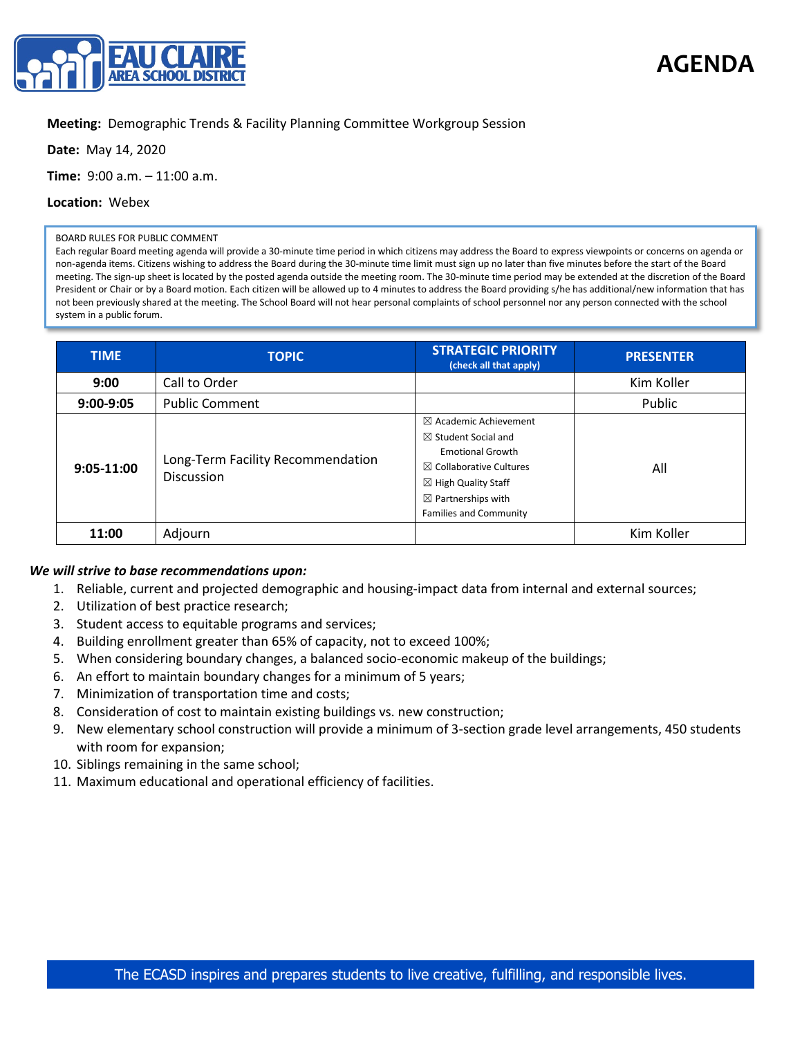# AGENDA

**Meeting:** Demographic Trends & Facility Planning Committee Workgroup Session

**Date:** May 14, 2020

**Time:** 9:00 a.m. – 11:00 a.m.

**Location:** Webex

BOARD RULES FOR PUBLIC COMMENT
Each regular Board meeting agenda will provide a 30-minute time period in which citizens may address the Board to express viewpoints or concerns on agenda or non-agenda items. Citizens wishing to address the Board during the 30-minute time limit must sign up no later than five minutes before the start of the Board meeting. The sign-up sheet is located by the posted agenda outside the meeting room. The 30-minute time period may be extended at the discretion of the Board President or Chair or by a Board motion. Each citizen will be allowed up to 4 minutes to address the Board providing s/he has additional/new information that has not been previously shared at the meeting. The School Board will not hear personal complaints of school personnel nor any person connected with the school system in a public forum.

| TIME | TOPIC | STRATEGIC PRIORITY (check all that apply) | PRESENTER |
|---|---|---|---|
| **9:00** | Call to Order | | Kim Koller |
| **9:00-9:05** | Public Comment | | Public |
| **9:05-11:00** | Long-Term Facility Recommendation Discussion | ☒ Academic Achievement<br>☒ Student Social and Emotional Growth<br>☒ Collaborative Cultures<br>☒ High Quality Staff<br>☒ Partnerships with Families and Community | All |
| **11:00** | Adjourn | | Kim Koller |

***We will strive to base recommendations upon:***

1. Reliable, current and projected demographic and housing-impact data from internal and external sources;
2. Utilization of best practice research;
3. Student access to equitable programs and services;
4. Building enrollment greater than 65% of capacity, not to exceed 100%;
5. When considering boundary changes, a balanced socio-economic makeup of the buildings;
6. An effort to maintain boundary changes for a minimum of 5 years;
7. Minimization of transportation time and costs;
8. Consideration of cost to maintain existing buildings vs. new construction;
9. New elementary school construction will provide a minimum of 3-section grade level arrangements, 450 students with room for expansion;
10. Siblings remaining in the same school;
11. Maximum educational and operational efficiency of facilities.

The ECASD inspires and prepares students to live creative, fulfilling, and responsible lives.